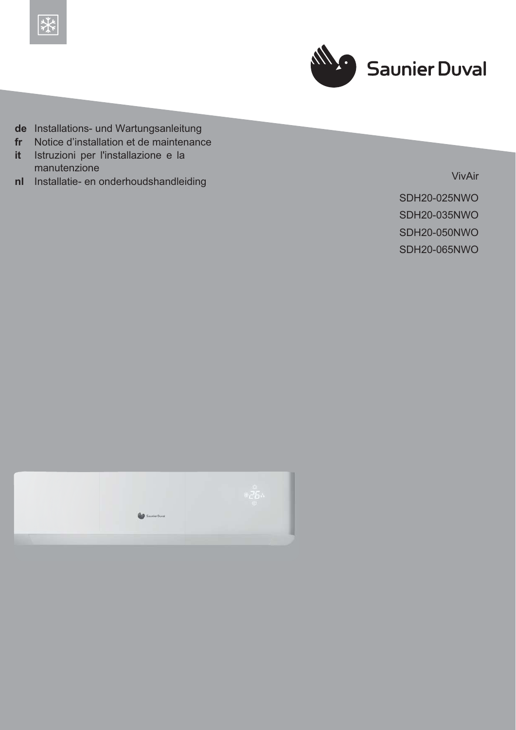Saunier Duval

**de** Installations- und Wartungsanleitung
**fr** Notice d'installation et de maintenance
**it** Istruzioni per l'installazione e la manutenzione
**nl** Installatie- en onderhoudshandleiding

VivAir

SDH20-025NWO

SDH20-035NWO

SDH20-050NWO

SDH20-065NWO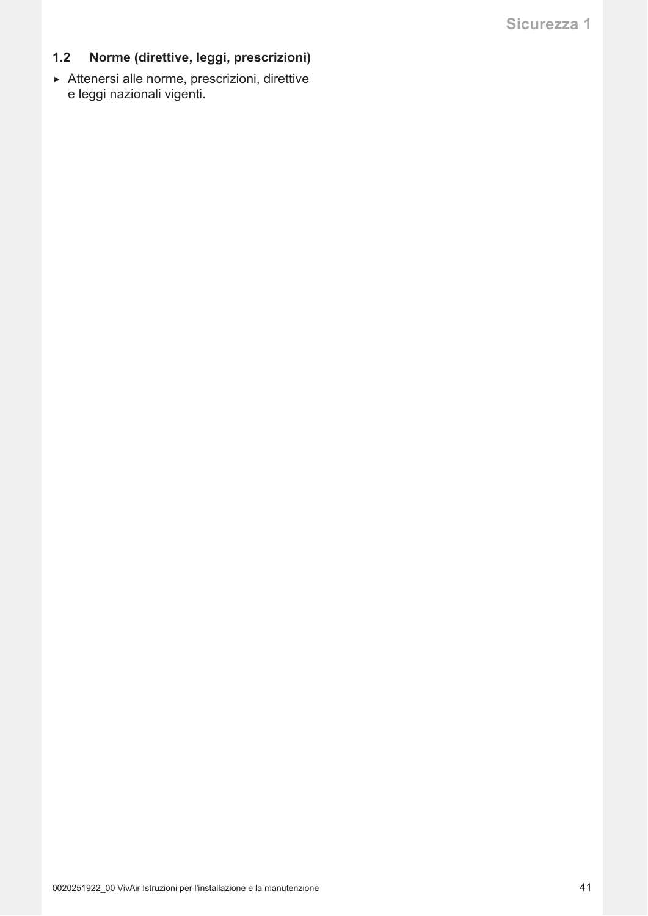## 1.2 Norme (direttive, leggi, prescrizioni)

- Attenersi alle norme, prescrizioni, direttive e leggi nazionali vigenti.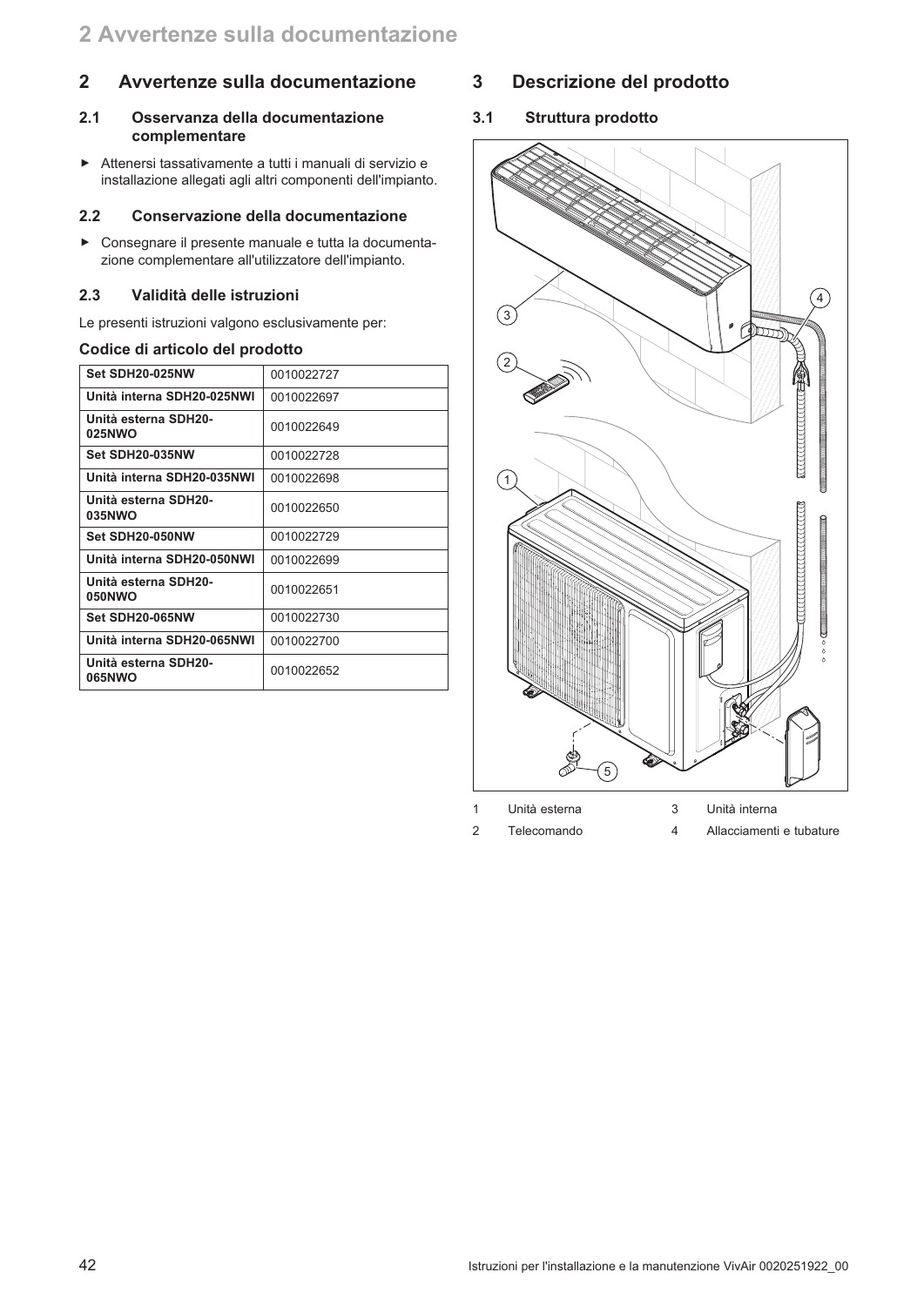## 2 Avvertenze sulla documentazione

### 2.1 Osservanza della documentazione complementare

- ▶ Attenersi tassativamente a tutti i manuali di servizio e installazione allegati agli altri componenti dell'impianto.

### 2.2 Conservazione della documentazione

- ▶ Consegnare il presente manuale e tutta la documentazione complementare all'utilizzatore dell'impianto.

### 2.3 Validità delle istruzioni

Le presenti istruzioni valgono esclusivamente per:

**Codice di articolo del prodotto**

| | |
|---|---|
| **Set SDH20-025NW** | 0010022727 |
| **Unità interna SDH20-025NWI** | 0010022697 |
| **Unità esterna SDH20-025NWO** | 0010022649 |
| **Set SDH20-035NW** | 0010022728 |
| **Unità interna SDH20-035NWI** | 0010022698 |
| **Unità esterna SDH20-035NWO** | 0010022650 |
| **Set SDH20-050NW** | 0010022729 |
| **Unità interna SDH20-050NWI** | 0010022699 |
| **Unità esterna SDH20-050NWO** | 0010022651 |
| **Set SDH20-065NW** | 0010022730 |
| **Unità interna SDH20-065NWI** | 0010022700 |
| **Unità esterna SDH20-065NWO** | 0010022652 |

## 3 Descrizione del prodotto

### 3.1 Struttura prodotto

1 Unità esterna
2 Telecomando
3 Unità interna
4 Allacciamenti e tubature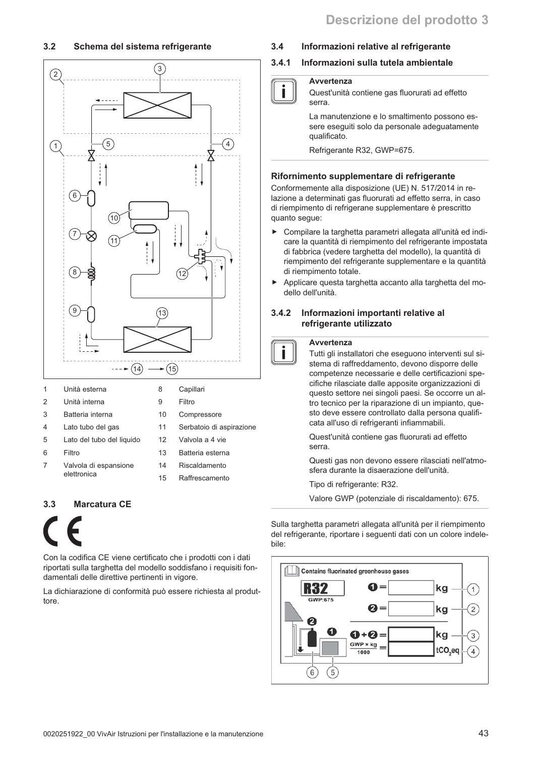## 3.2 Schema del sistema refrigerante

| | | | |
|---|---|---|---|
| 1 | Unità esterna | 8 | Capillari |
| 2 | Unità interna | 9 | Filtro |
| 3 | Batteria interna | 10 | Compressore |
| 4 | Lato tubo del gas | 11 | Serbatoio di aspirazione |
| 5 | Lato del tubo del liquido | 12 | Valvola a 4 vie |
| 6 | Filtro | 13 | Batteria esterna |
| 7 | Valvola di espansione elettronica | 14 | Riscaldamento |
| | | 15 | Raffrescamento |

## 3.3 Marcatura CE

Con la codifica CE viene certificato che i prodotti con i dati riportati sulla targhetta del modello soddisfano i requisiti fondamentali delle direttive pertinenti in vigore.

La dichiarazione di conformità può essere richiesta al produttore.

## 3.4 Informazioni relative al refrigerante

### 3.4.1 Informazioni sulla tutela ambientale

> **Avvertenza**
> Quest'unità contiene gas fluorurati ad effetto serra.
>
> La manutenzione e lo smaltimento possono essere eseguiti solo da personale adeguatamente qualificato.
>
> Refrigerante R32, GWP=675.

**Rifornimento supplementare di refrigerante**

Conformemente alla disposizione (UE) N. 517/2014 in relazione a determinati gas fluorurati ad effetto serra, in caso di riempimento di refrigerane supplementare è prescritto quanto segue:

- Compilare la targhetta parametri allegata all'unità ed indicare la quantità di riempimento del refrigerante impostata di fabbrica (vedere targhetta del modello), la quantità di riempimento del refrigerante supplementare e la quantità di riempimento totale.
- Applicare questa targhetta accanto alla targhetta del modello dell'unità.

### 3.4.2 Informazioni importanti relative al refrigerante utilizzato

> **Avvertenza**
> Tutti gli installatori che eseguono interventi sul sistema di raffreddamento, devono disporre delle competenze necessarie e delle certificazioni specifiche rilasciate dalle apposite organizzazioni di questo settore nei singoli paesi. Se occorre un altro tecnico per la riparazione di un impianto, questo deve essere controllato dalla persona qualificata all'uso di refrigeranti infiammabili.
>
> Quest'unità contiene gas fluorurati ad effetto serra.
>
> Questi gas non devono essere rilasciati nell'atmosfera durante la disaerazione dell'unità.
>
> Tipo di refrigerante: R32.
>
> Valore GWP (potenziale di riscaldamento): 675.

Sulla targhetta parametri allegata all'unità per il riempimento del refrigerante, riportare i seguenti dati con un colore indelebile: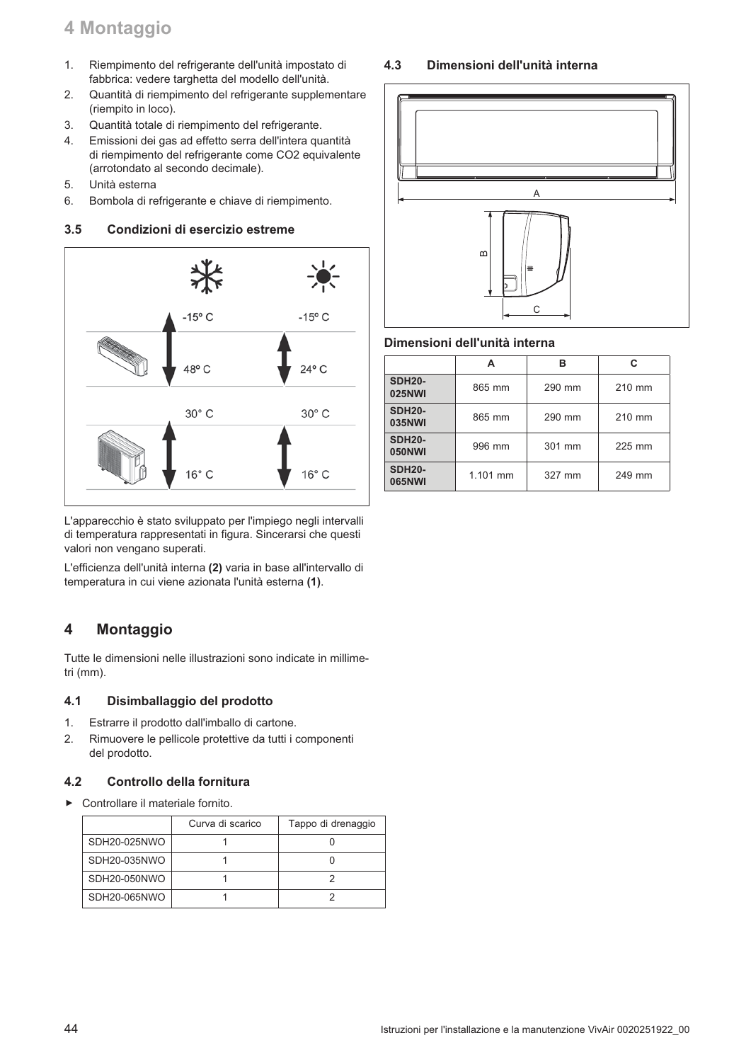1. Riempimento del refrigerante dell'unità impostato di fabbrica: vedere targhetta del modello dell'unità.
2. Quantità di riempimento del refrigerante supplementare (riempito in loco).
3. Quantità totale di riempimento del refrigerante.
4. Emissioni dei gas ad effetto serra dell'intera quantità di riempimento del refrigerante come CO2 equivalente (arrotondato al secondo decimale).
5. Unità esterna
6. Bombola di refrigerante e chiave di riempimento.

### 3.5 Condizioni di esercizio estreme

L'apparecchio è stato sviluppato per l'impiego negli intervalli di temperatura rappresentati in figura. Sincerarsi che questi valori non vengano superati.

L'efficienza dell'unità interna **(2)** varia in base all'intervallo di temperatura in cui viene azionata l'unità esterna **(1)**.

## 4 Montaggio

Tutte le dimensioni nelle illustrazioni sono indicate in millimetri (mm).

### 4.1 Disimballaggio del prodotto

1. Estrarre il prodotto dall'imballo di cartone.
2. Rimuovere le pellicole protettive da tutti i componenti del prodotto.

### 4.2 Controllo della fornitura

► Controllare il materiale fornito.

| | Curva di scarico | Tappo di drenaggio |
|---|---|---|
| SDH20-025NWO | 1 | 0 |
| SDH20-035NWO | 1 | 0 |
| SDH20-050NWO | 1 | 2 |
| SDH20-065NWO | 1 | 2 |

### 4.3 Dimensioni dell'unità interna

**Dimensioni dell'unità interna**

| | A | B | C |
|---|---|---|---|
| **SDH20-025NWI** | 865 mm | 290 mm | 210 mm |
| **SDH20-035NWI** | 865 mm | 290 mm | 210 mm |
| **SDH20-050NWI** | 996 mm | 301 mm | 225 mm |
| **SDH20-065NWI** | 1.101 mm | 327 mm | 249 mm |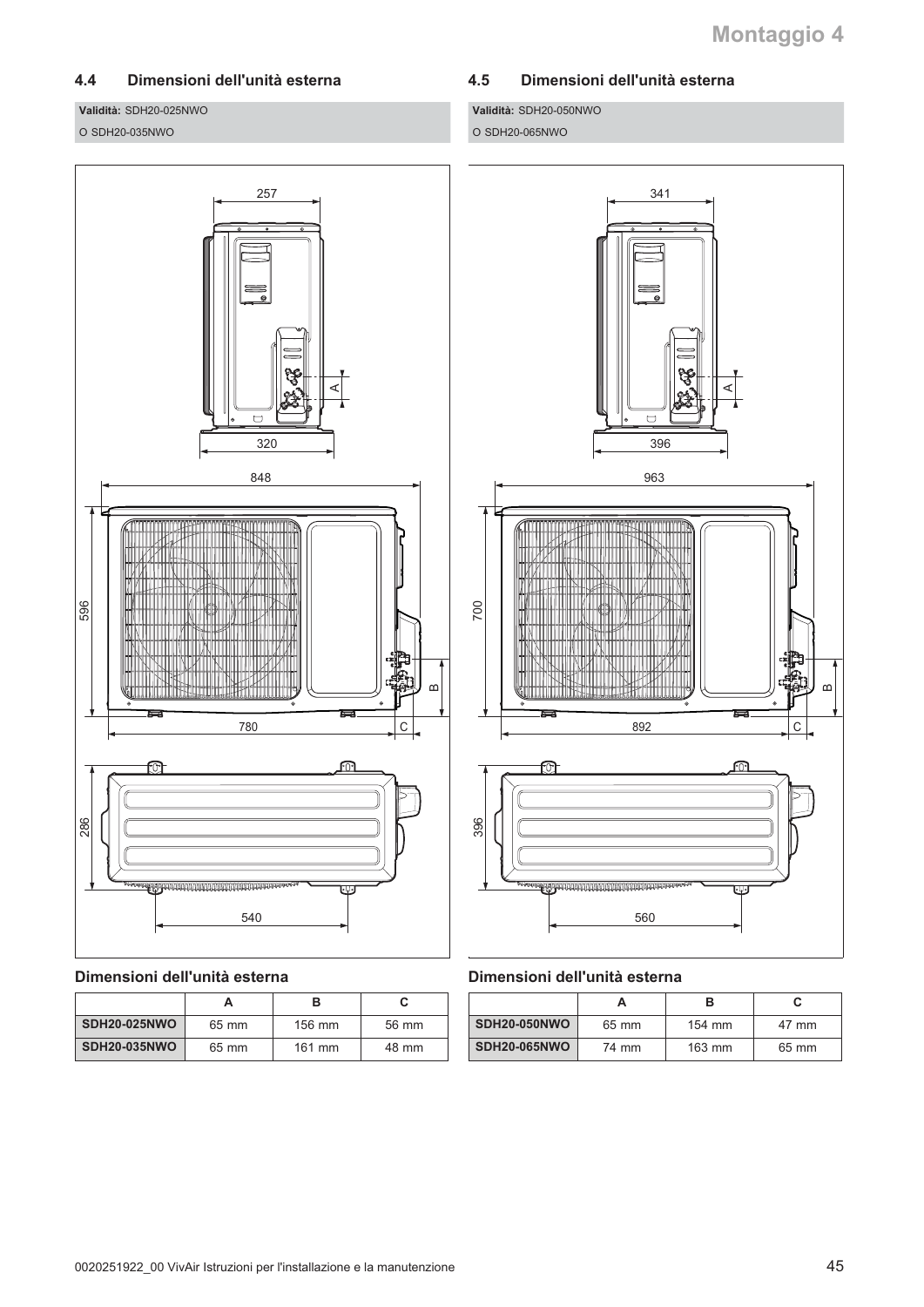## 4.4 Dimensioni dell'unità esterna

**Validità:** SDH20-025NWO

O SDH20-035NWO

**Dimensioni dell'unità esterna**

| | A | B | C |
|---|---|---|---|
| **SDH20-025NWO** | 65 mm | 156 mm | 56 mm |
| **SDH20-035NWO** | 65 mm | 161 mm | 48 mm |

## 4.5 Dimensioni dell'unità esterna

**Validità:** SDH20-050NWO

O SDH20-065NWO

**Dimensioni dell'unità esterna**

| | A | B | C |
|---|---|---|---|
| **SDH20-050NWO** | 65 mm | 154 mm | 47 mm |
| **SDH20-065NWO** | 74 mm | 163 mm | 65 mm |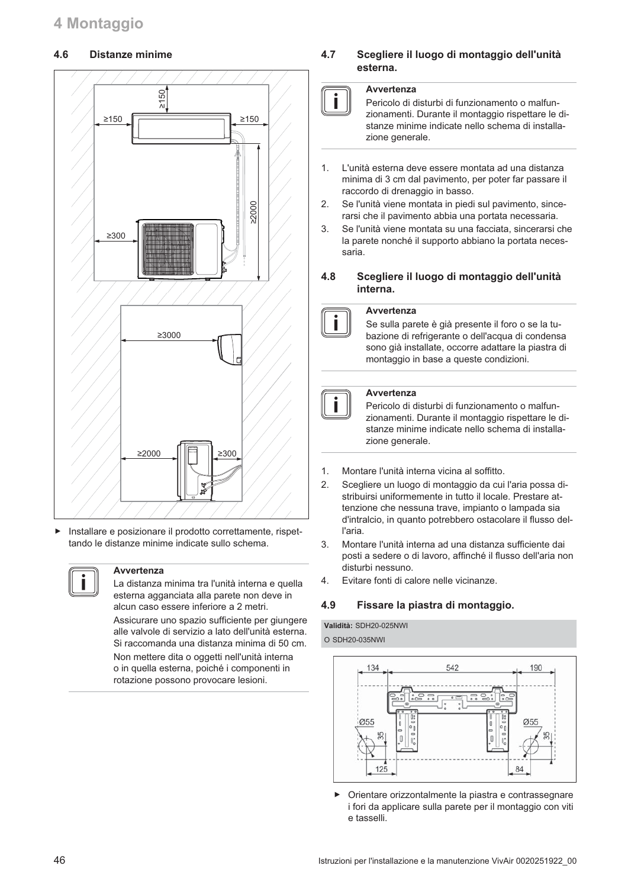## 4.6 Distanze minime

- Installare e posizionare il prodotto correttamente, rispettando le distanze minime indicate sullo schema.

> **Avvertenza**
>
> La distanza minima tra l'unità interna e quella esterna agganciata alla parete non deve in alcun caso essere inferiore a 2 metri.
>
> Assicurare uno spazio sufficiente per giungere alle valvole di servizio a lato dell'unità esterna. Si raccomanda una distanza minima di 50 cm.
>
> Non mettere dita o oggetti nell'unità interna o in quella esterna, poiché i componenti in rotazione possono provocare lesioni.

## 4.7 Scegliere il luogo di montaggio dell'unità esterna.

> **Avvertenza**
>
> Pericolo di disturbi di funzionamento o malfunzionamenti. Durante il montaggio rispettare le distanze minime indicate nello schema di installazione generale.

1. L'unità esterna deve essere montata ad una distanza minima di 3 cm dal pavimento, per poter far passare il raccordo di drenaggio in basso.
2. Se l'unità viene montata in piedi sul pavimento, sincerarsi che il pavimento abbia una portata necessaria.
3. Se l'unità viene montata su una facciata, sincerarsi che la parete nonché il supporto abbiano la portata necessaria.

## 4.8 Scegliere il luogo di montaggio dell'unità interna.

> **Avvertenza**
>
> Se sulla parete è già presente il foro o se la tubazione di refrigerante o dell'acqua di condensa sono già installate, occorre adattare la piastra di montaggio in base a queste condizioni.

> **Avvertenza**
>
> Pericolo di disturbi di funzionamento o malfunzionamenti. Durante il montaggio rispettare le distanze minime indicate nello schema di installazione generale.

1. Montare l'unità interna vicina al soffitto.
2. Scegliere un luogo di montaggio da cui l'aria possa distribuirsi uniformemente in tutto il locale. Prestare attenzione che nessuna trave, impianto o lampada sia d'intralcio, in quanto potrebbero ostacolare il flusso dell'aria.
3. Montare l'unità interna ad una distanza sufficiente dai posti a sedere o di lavoro, affinché il flusso dell'aria non disturbi nessuno.
4. Evitare fonti di calore nelle vicinanze.

## 4.9 Fissare la piastra di montaggio.

**Validità:** SDH20-025NWI
O SDH20-035NWI

- Orientare orizzontalmente la piastra e contrassegnare i fori da applicare sulla parete per il montaggio con viti e tasselli.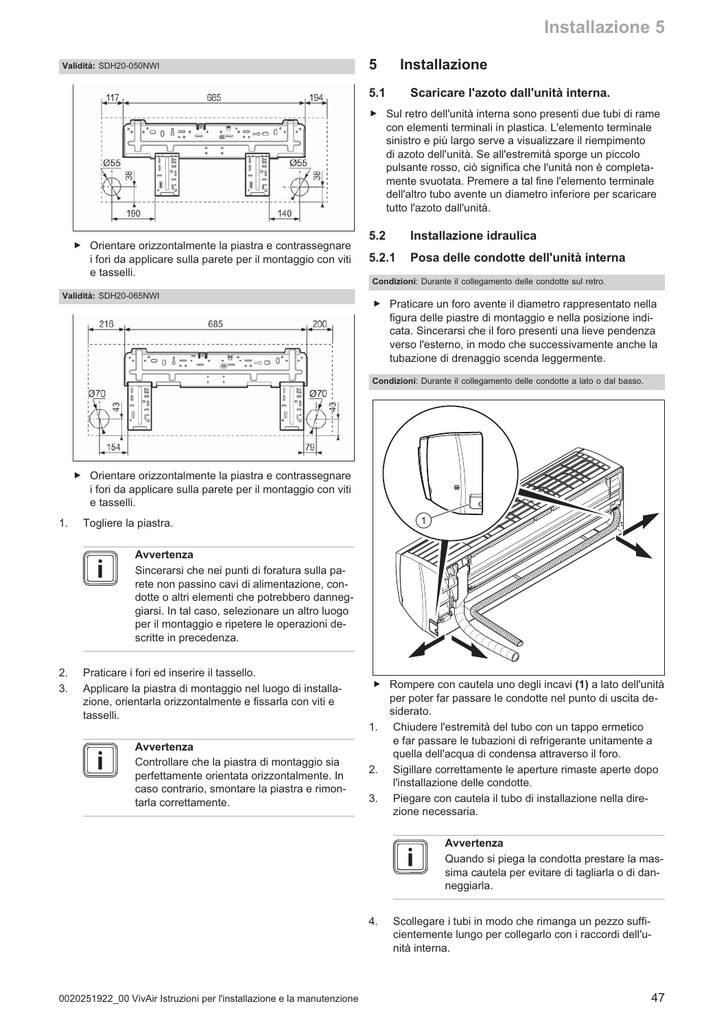**Validità:** SDH20-050NWI

- Orientare orizzontalmente la piastra e contrassegnare i fori da applicare sulla parete per il montaggio con viti e tasselli.

**Validità:** SDH20-065NWI

- Orientare orizzontalmente la piastra e contrassegnare i fori da applicare sulla parete per il montaggio con viti e tasselli.

1. Togliere la piastra.

> **Avvertenza**
> Sincerarsi che nei punti di foratura sulla parete non passino cavi di alimentazione, condotte o altri elementi che potrebbero danneggiarsi. In tal caso, selezionare un altro luogo per il montaggio e ripetere le operazioni descritte in precedenza.

2. Praticare i fori ed inserire il tassello.
3. Applicare la piastra di montaggio nel luogo di installazione, orientarla orizzontalmente e fissarla con viti e tasselli.

> **Avvertenza**
> Controllare che la piastra di montaggio sia perfettamente orientata orizzontalmente. In caso contrario, smontare la piastra e rimontarla correttamente.

## 5 Installazione

### 5.1 Scaricare l'azoto dall'unità interna.

- Sul retro dell'unità interna sono presenti due tubi di rame con elementi terminali in plastica. L'elemento terminale sinistro e più largo serve a visualizzare il riempimento di azoto dell'unità. Se all'estremità sporge un piccolo pulsante rosso, ciò significa che l'unità non è completamente svuotata. Premere a tal fine l'elemento terminale dell'altro tubo avente un diametro inferiore per scaricare tutto l'azoto dall'unità.

### 5.2 Installazione idraulica

#### 5.2.1 Posa delle condotte dell'unità interna

**Condizioni**: Durante il collegamento delle condotte sul retro.

- Praticare un foro avente il diametro rappresentato nella figura delle piastre di montaggio e nella posizione indicata. Sincerarsi che il foro presenti una lieve pendenza verso l'esterno, in modo che successivamente anche la tubazione di drenaggio scenda leggermente.

**Condizioni**: Durante il collegamento delle condotte a lato o dal basso.

- Rompere con cautela uno degli incavi **(1)** a lato dell'unità per poter far passare le condotte nel punto di uscita desiderato.

1. Chiudere l'estremità del tubo con un tappo ermetico e far passare le tubazioni di refrigerante unitamente a quella dell'acqua di condensa attraverso il foro.
2. Sigillare correttamente le aperture rimaste aperte dopo l'installazione delle condotte.
3. Piegare con cautela il tubo di installazione nella direzione necessaria.

> **Avvertenza**
> Quando si piega la condotta prestare la massima cautela per evitare di tagliarla o di danneggiarla.

4. Scollegare i tubi in modo che rimanga un pezzo sufficientemente lungo per collegarlo con i raccordi dell'unità interna.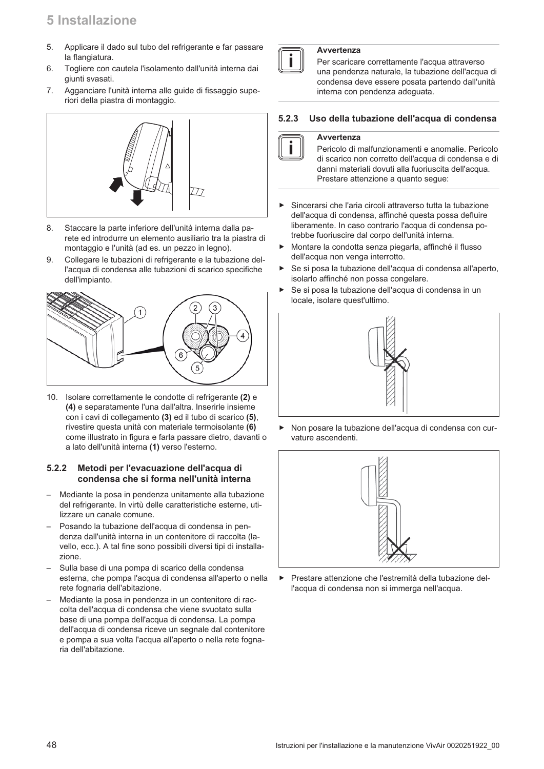5. Applicare il dado sul tubo del refrigerante e far passare la flangiatura.
6. Togliere con cautela l'isolamento dall'unità interna dai giunti svasati.
7. Agganciare l'unità interna alle guide di fissaggio superiori della piastra di montaggio.

8. Staccare la parte inferiore dell'unità interna dalla parete ed introdurre un elemento ausiliario tra la piastra di montaggio e l'unità (ad es. un pezzo in legno).
9. Collegare le tubazioni di refrigerante e la tubazione dell'acqua di condensa alle tubazioni di scarico specifiche dell'impianto.

10. Isolare correttamente le condotte di refrigerante **(2)** e **(4)** e separatamente l'una dall'altra. Inserirle insieme con i cavi di collegamento **(3)** ed il tubo di scarico **(5)**, rivestire questa unità con materiale termoisolante **(6)** come illustrato in figura e farla passare dietro, davanti o a lato dell'unità interna **(1)** verso l'esterno.

### 5.2.2 Metodi per l'evacuazione dell'acqua di condensa che si forma nell'unità interna

– Mediante la posa in pendenza unitamente alla tubazione del refrigerante. In virtù delle caratteristiche esterne, utilizzare un canale comune.
– Posando la tubazione dell'acqua di condensa in pendenza dall'unità interna in un contenitore di raccolta (lavello, ecc.). A tal fine sono possibili diversi tipi di installazione.
– Sulla base di una pompa di scarico della condensa esterna, che pompa l'acqua di condensa all'aperto o nella rete fognaria dell'abitazione.
– Mediante la posa in pendenza in un contenitore di raccolta dell'acqua di condensa che viene svuotato sulla base di una pompa dell'acqua di condensa. La pompa dell'acqua di condensa riceve un segnale dal contenitore e pompa a sua volta l'acqua all'aperto o nella rete fognaria dell'abitazione.

**Avvertenza**

Per scaricare correttamente l'acqua attraverso una pendenza naturale, la tubazione dell'acqua di condensa deve essere posata partendo dall'unità interna con pendenza adeguata.

### 5.2.3 Uso della tubazione dell'acqua di condensa

**Avvertenza**

Pericolo di malfunzionamenti e anomalie. Pericolo di scarico non corretto dell'acqua di condensa e di danni materiali dovuti alla fuoriuscita dell'acqua. Prestare attenzione a quanto segue:

- Sincerarsi che l'aria circoli attraverso tutta la tubazione dell'acqua di condensa, affinché questa possa defluire liberamente. In caso contrario l'acqua di condensa potrebbe fuoriuscire dal corpo dell'unità interna.
- Montare la condotta senza piegarla, affinché il flusso dell'acqua non venga interrotto.
- Se si posa la tubazione dell'acqua di condensa all'aperto, isolarlo affinché non possa congelare.
- Se si posa la tubazione dell'acqua di condensa in un locale, isolare quest'ultimo.

- Non posare la tubazione dell'acqua di condensa con curvature ascendenti.

- Prestare attenzione che l'estremità della tubazione dell'acqua di condensa non si immerga nell'acqua.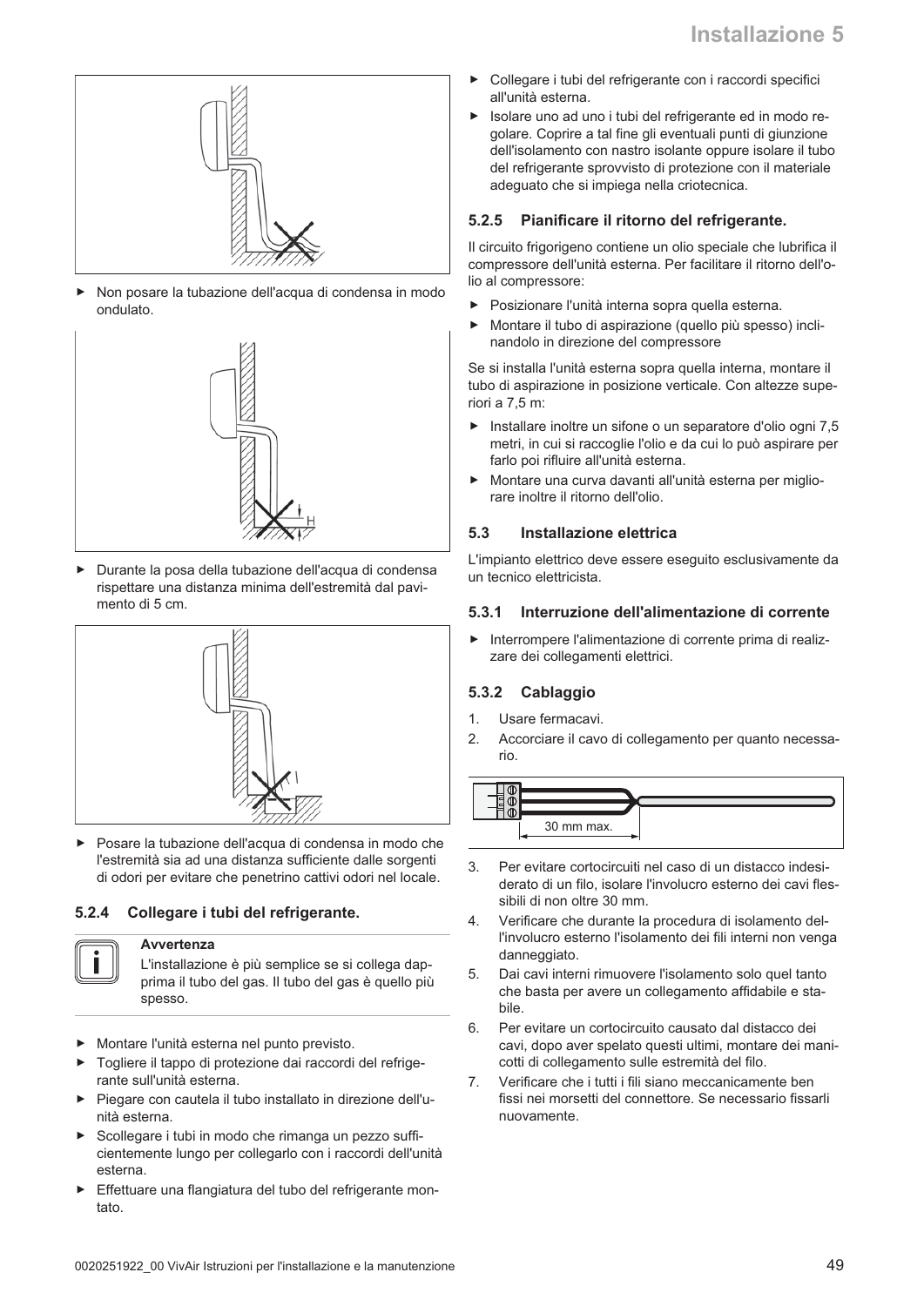- ▶ Non posare la tubazione dell'acqua di condensa in modo ondulato.

- ▶ Durante la posa della tubazione dell'acqua di condensa rispettare una distanza minima dell'estremità dal pavimento di 5 cm.

- ▶ Posare la tubazione dell'acqua di condensa in modo che l'estremità sia ad una distanza sufficiente dalle sorgenti di odori per evitare che penetrino cattivi odori nel locale.

### 5.2.4 Collegare i tubi del refrigerante.

> **Avvertenza**
> L'installazione è più semplice se si collega dapprima il tubo del gas. Il tubo del gas è quello più spesso.

- ▶ Montare l'unità esterna nel punto previsto.
- ▶ Togliere il tappo di protezione dai raccordi del refrigerante sull'unità esterna.
- ▶ Piegare con cautela il tubo installato in direzione dell'unità esterna.
- ▶ Scollegare i tubi in modo che rimanga un pezzo sufficientemente lungo per collegarlo con i raccordi dell'unità esterna.
- ▶ Effettuare una flangiatura del tubo del refrigerante montato.
- ▶ Collegare i tubi del refrigerante con i raccordi specifici all'unità esterna.
- ▶ Isolare uno ad uno i tubi del refrigerante ed in modo regolare. Coprire a tal fine gli eventuali punti di giunzione dell'isolamento con nastro isolante oppure isolare il tubo del refrigerante sprovvisto di protezione con il materiale adeguato che si impiega nella criotecnica.

### 5.2.5 Pianificare il ritorno del refrigerante.

Il circuito frigorigeno contiene un olio speciale che lubrifica il compressore dell'unità esterna. Per facilitare il ritorno dell'olio al compressore:

- ▶ Posizionare l'unità interna sopra quella esterna.
- ▶ Montare il tubo di aspirazione (quello più spesso) inclinandolo in direzione del compressore

Se si installa l'unità esterna sopra quella interna, montare il tubo di aspirazione in posizione verticale. Con altezze superiori a 7,5 m:

- ▶ Installare inoltre un sifone o un separatore d'olio ogni 7,5 metri, in cui si raccoglie l'olio e da cui lo può aspirare per farlo poi rifluire all'unità esterna.
- ▶ Montare una curva davanti all'unità esterna per migliorare inoltre il ritorno dell'olio.

## 5.3 Installazione elettrica

L'impianto elettrico deve essere eseguito esclusivamente da un tecnico elettricista.

### 5.3.1 Interruzione dell'alimentazione di corrente

- ▶ Interrompere l'alimentazione di corrente prima di realizzare dei collegamenti elettrici.

### 5.3.2 Cablaggio

1. Usare fermacavi.
2. Accorciare il cavo di collegamento per quanto necessario.

30 mm max.

3. Per evitare cortocircuiti nel caso di un distacco indesiderato di un filo, isolare l'involucro esterno dei cavi flessibili di non oltre 30 mm.
4. Verificare che durante la procedura di isolamento dell'involucro esterno l'isolamento dei fili interni non venga danneggiato.
5. Dai cavi interni rimuovere l'isolamento solo quel tanto che basta per avere un collegamento affidabile e stabile.
6. Per evitare un cortocircuito causato dal distacco dei cavi, dopo aver spelato questi ultimi, montare dei manicotti di collegamento sulle estremità del filo.
7. Verificare che i tutti i fili siano meccanicamente ben fissi nei morsetti del connettore. Se necessario fissarli nuovamente.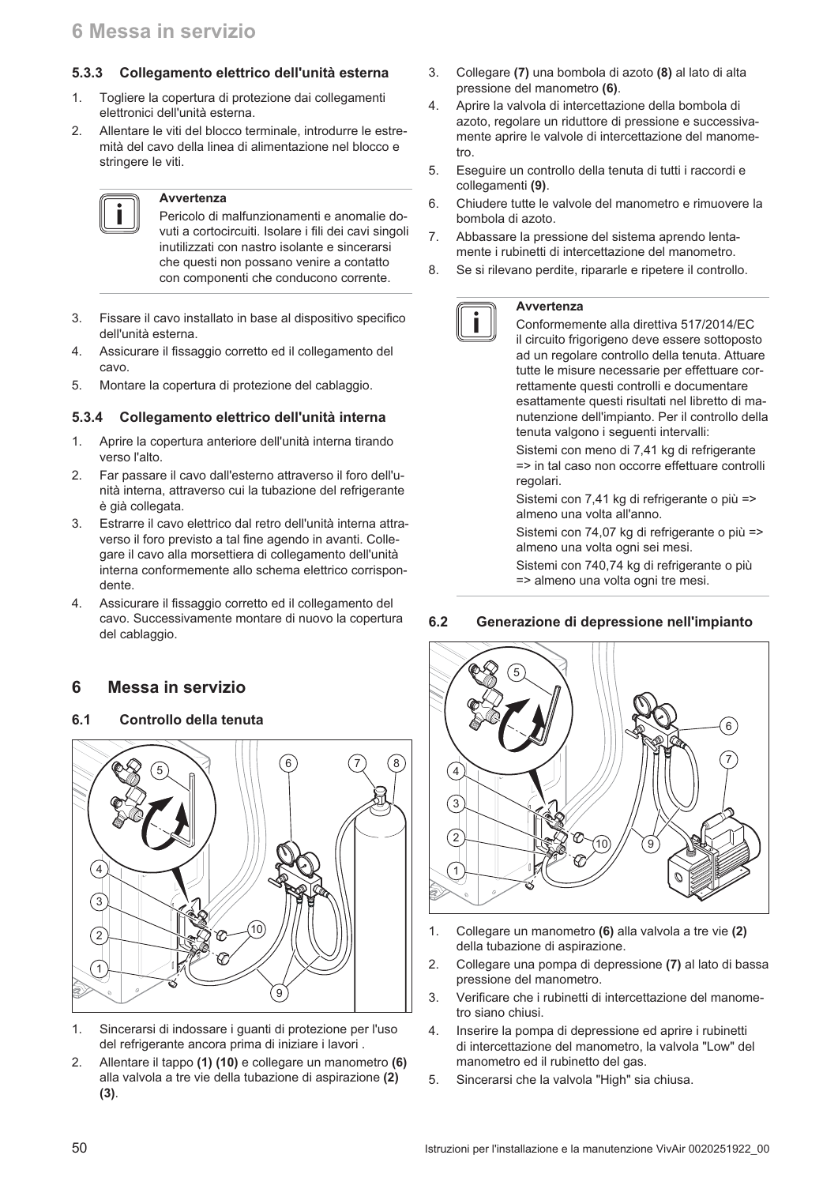### 5.3.3 Collegamento elettrico dell'unità esterna

1. Togliere la copertura di protezione dai collegamenti elettronici dell'unità esterna.
2. Allentare le viti del blocco terminale, introdurre le estremità del cavo della linea di alimentazione nel blocco e stringere le viti.

> **Avvertenza**
> Pericolo di malfunzionamenti e anomalie dovuti a cortocircuiti. Isolare i fili dei cavi singoli inutilizzati con nastro isolante e sincerarsi che questi non possano venire a contatto con componenti che conducono corrente.

3. Fissare il cavo installato in base al dispositivo specifico dell'unità esterna.
4. Assicurare il fissaggio corretto ed il collegamento del cavo.
5. Montare la copertura di protezione del cablaggio.

### 5.3.4 Collegamento elettrico dell'unità interna

1. Aprire la copertura anteriore dell'unità interna tirando verso l'alto.
2. Far passare il cavo dall'esterno attraverso il foro dell'unità interna, attraverso cui la tubazione del refrigerante è già collegata.
3. Estrarre il cavo elettrico dal retro dell'unità interna attraverso il foro previsto a tal fine agendo in avanti. Collegare il cavo alla morsettiera di collegamento dell'unità interna conformemente allo schema elettrico corrispondente.
4. Assicurare il fissaggio corretto ed il collegamento del cavo. Successivamente montare di nuovo la copertura del cablaggio.

## 6 Messa in servizio

### 6.1 Controllo della tenuta

1. Sincerarsi di indossare i guanti di protezione per l'uso del refrigerante ancora prima di iniziare i lavori .
2. Allentare il tappo **(1) (10)** e collegare un manometro **(6)** alla valvola a tre vie della tubazione di aspirazione **(2) (3)**.
3. Collegare **(7)** una bombola di azoto **(8)** al lato di alta pressione del manometro **(6)**.
4. Aprire la valvola di intercettazione della bombola di azoto, regolare un riduttore di pressione e successivamente aprire le valvole di intercettazione del manometro.
5. Eseguire un controllo della tenuta di tutti i raccordi e collegamenti **(9)**.
6. Chiudere tutte le valvole del manometro e rimuovere la bombola di azoto.
7. Abbassare la pressione del sistema aprendo lentamente i rubinetti di intercettazione del manometro.
8. Se si rilevano perdite, ripararle e ripetere il controllo.

> **Avvertenza**
> Conformemente alla direttiva 517/2014/EC il circuito frigorigeno deve essere sottoposto ad un regolare controllo della tenuta. Attuare tutte le misure necessarie per effettuare correttamente questi controlli e documentare esattamente questi risultati nel libretto di manutenzione dell'impianto. Per il controllo della tenuta valgono i seguenti intervalli:
>
> Sistemi con meno di 7,41 kg di refrigerante => in tal caso non occorre effettuare controlli regolari.
>
> Sistemi con 7,41 kg di refrigerante o più => almeno una volta all'anno.
>
> Sistemi con 74,07 kg di refrigerante o più => almeno una volta ogni sei mesi.
>
> Sistemi con 740,74 kg di refrigerante o più => almeno una volta ogni tre mesi.

### 6.2 Generazione di depressione nell'impianto

1. Collegare un manometro **(6)** alla valvola a tre vie **(2)** della tubazione di aspirazione.
2. Collegare una pompa di depressione **(7)** al lato di bassa pressione del manometro.
3. Verificare che i rubinetti di intercettazione del manometro siano chiusi.
4. Inserire la pompa di depressione ed aprire i rubinetti di intercettazione del manometro, la valvola "Low" del manometro ed il rubinetto del gas.
5. Sincerarsi che la valvola "High" sia chiusa.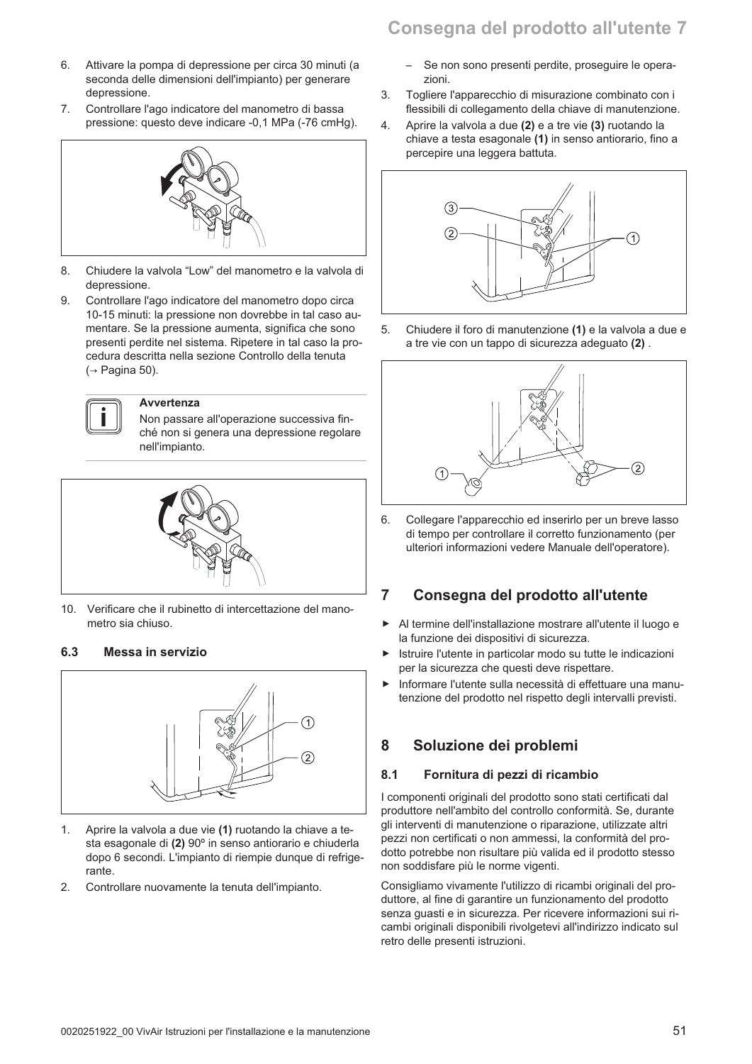6. Attivare la pompa di depressione per circa 30 minuti (a seconda delle dimensioni dell'impianto) per generare depressione.
7. Controllare l'ago indicatore del manometro di bassa pressione: questo deve indicare -0,1 MPa (-76 cmHg).
8. Chiudere la valvola “Low” del manometro e la valvola di depressione.
9. Controllare l'ago indicatore del manometro dopo circa 10-15 minuti: la pressione non dovrebbe in tal caso aumentare. Se la pressione aumenta, significa che sono presenti perdite nel sistema. Ripetere in tal caso la procedura descritta nella sezione Controllo della tenuta (→ Pagina 50).

> **Avvertenza**
> Non passare all'operazione successiva finché non si genera una depressione regolare nell'impianto.

10. Verificare che il rubinetto di intercettazione del manometro sia chiuso.

### 6.3 Messa in servizio

1. Aprire la valvola a due vie **(1)** ruotando la chiave a testa esagonale di **(2)** 90º in senso antiorario e chiuderla dopo 6 secondi. L'impianto di riempie dunque di refrigerante.
2. Controllare nuovamente la tenuta dell'impianto.
   – Se non sono presenti perdite, proseguire le operazioni.
3. Togliere l'apparecchio di misurazione combinato con i flessibili di collegamento della chiave di manutenzione.
4. Aprire la valvola a due **(2)** e a tre vie **(3)** ruotando la chiave a testa esagonale **(1)** in senso antiorario, fino a percepire una leggera battuta.
5. Chiudere il foro di manutenzione **(1)** e la valvola a due e a tre vie con un tappo di sicurezza adeguato **(2)** .
6. Collegare l'apparecchio ed inserirlo per un breve lasso di tempo per controllare il corretto funzionamento (per ulteriori informazioni vedere Manuale dell'operatore).

## 7 Consegna del prodotto all'utente

- Al termine dell'installazione mostrare all'utente il luogo e la funzione dei dispositivi di sicurezza.
- Istruire l'utente in particolar modo su tutte le indicazioni per la sicurezza che questi deve rispettare.
- Informare l'utente sulla necessità di effettuare una manutenzione del prodotto nel rispetto degli intervalli previsti.

## 8 Soluzione dei problemi

### 8.1 Fornitura di pezzi di ricambio

I componenti originali del prodotto sono stati certificati dal produttore nell'ambito del controllo conformità. Se, durante gli interventi di manutenzione o riparazione, utilizzate altri pezzi non certificati o non ammessi, la conformità del prodotto potrebbe non risultare più valida ed il prodotto stesso non soddisfare più le norme vigenti.

Consigliamo vivamente l'utilizzo di ricambi originali del produttore, al fine di garantire un funzionamento del prodotto senza guasti e in sicurezza. Per ricevere informazioni sui ricambi originali disponibili rivolgetevi all'indirizzo indicato sul retro delle presenti istruzioni.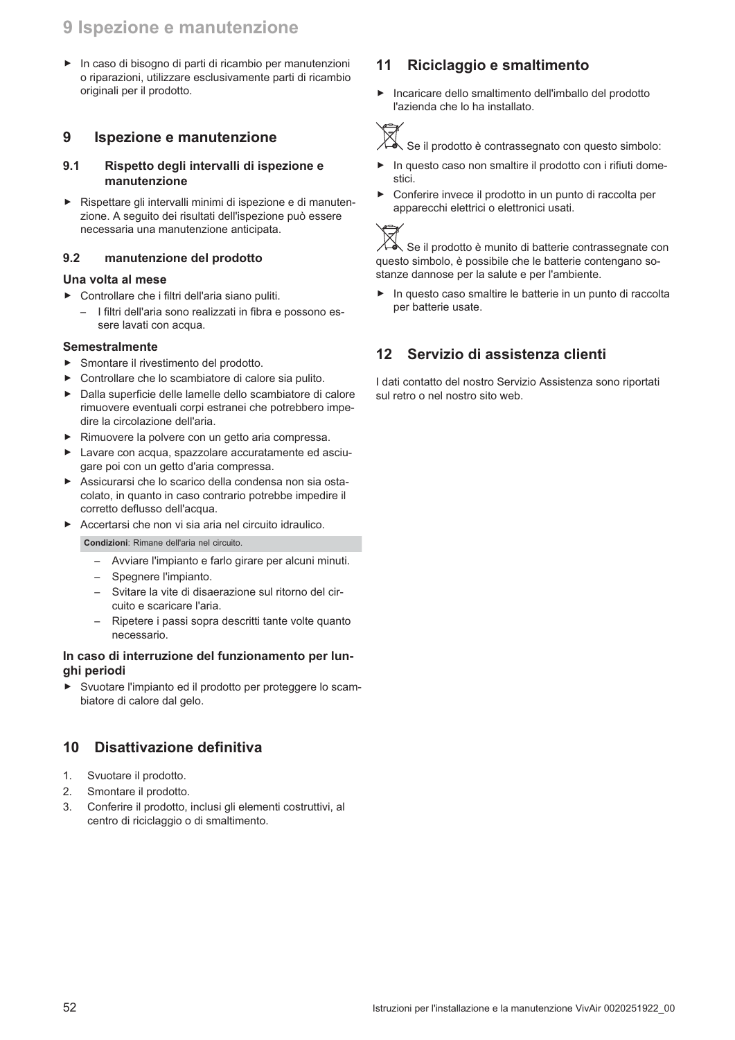- In caso di bisogno di parti di ricambio per manutenzioni o riparazioni, utilizzare esclusivamente parti di ricambio originali per il prodotto.

## 9 Ispezione e manutenzione

### 9.1 Rispetto degli intervalli di ispezione e manutenzione

- Rispettare gli intervalli minimi di ispezione e di manutenzione. A seguito dei risultati dell'ispezione può essere necessaria una manutenzione anticipata.

### 9.2 manutenzione del prodotto

**Una volta al mese**

- Controllare che i filtri dell'aria siano puliti.
  - I filtri dell'aria sono realizzati in fibra e possono essere lavati con acqua.

**Semestralmente**

- Smontare il rivestimento del prodotto.
- Controllare che lo scambiatore di calore sia pulito.
- Dalla superficie delle lamelle dello scambiatore di calore rimuovere eventuali corpi estranei che potrebbero impedire la circolazione dell'aria.
- Rimuovere la polvere con un getto aria compressa.
- Lavare con acqua, spazzolare accuratamente ed asciugare poi con un getto d'aria compressa.
- Assicurarsi che lo scarico della condensa non sia ostacolato, in quanto in caso contrario potrebbe impedire il corretto deflusso dell'acqua.
- Accertarsi che non vi sia aria nel circuito idraulico.

  **Condizioni**: Rimane dell'aria nel circuito.

  - Avviare l'impianto e farlo girare per alcuni minuti.
  - Spegnere l'impianto.
  - Svitare la vite di disaerazione sul ritorno del circuito e scaricare l'aria.
  - Ripetere i passi sopra descritti tante volte quanto necessario.

**In caso di interruzione del funzionamento per lunghi periodi**

- Svuotare l'impianto ed il prodotto per proteggere lo scambiatore di calore dal gelo.

## 10 Disattivazione definitiva

1. Svuotare il prodotto.
2. Smontare il prodotto.
3. Conferire il prodotto, inclusi gli elementi costruttivi, al centro di riciclaggio o di smaltimento.

## 11 Riciclaggio e smaltimento

- Incaricare dello smaltimento dell'imballo del prodotto l'azienda che lo ha installato.

Se il prodotto è contrassegnato con questo simbolo:

- In questo caso non smaltire il prodotto con i rifiuti domestici.
- Conferire invece il prodotto in un punto di raccolta per apparecchi elettrici o elettronici usati.

Se il prodotto è munito di batterie contrassegnate con questo simbolo, è possibile che le batterie contengano sostanze dannose per la salute e per l'ambiente.

- In questo caso smaltire le batterie in un punto di raccolta per batterie usate.

## 12 Servizio di assistenza clienti

I dati contatto del nostro Servizio Assistenza sono riportati sul retro o nel nostro sito web.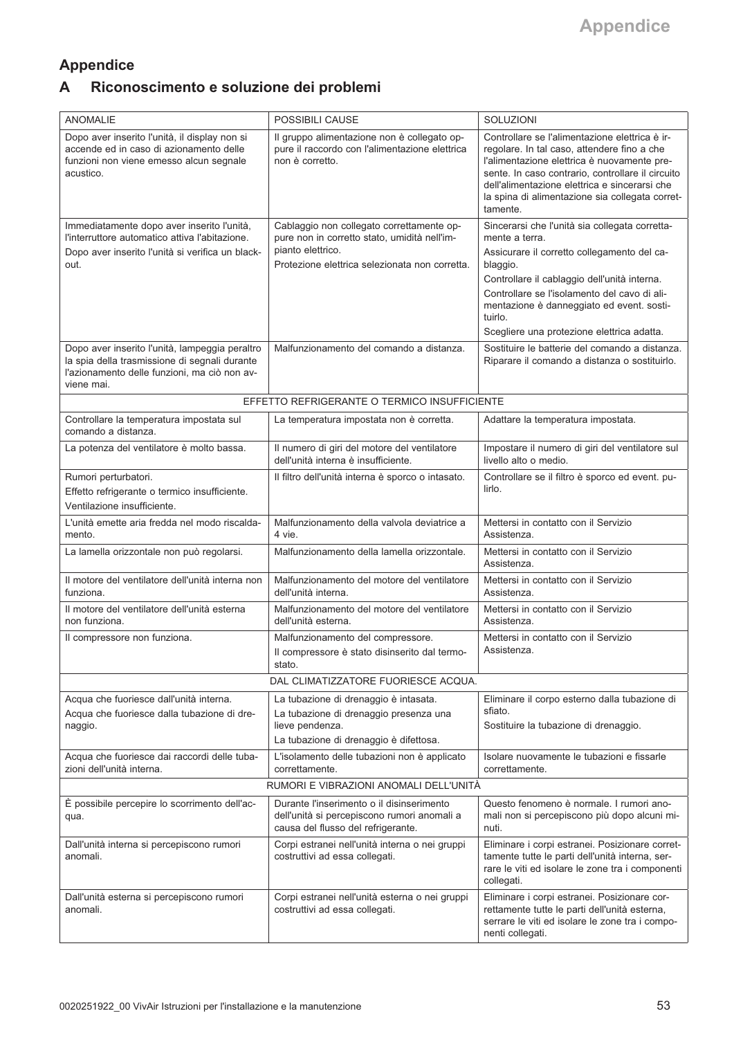# Appendice

## A Riconoscimento e soluzione dei problemi

| ANOMALIE | POSSIBILI CAUSE | SOLUZIONI |
|---|---|---|
| Dopo aver inserito l'unità, il display non si accende ed in caso di azionamento delle funzioni non viene emesso alcun segnale acustico. | Il gruppo alimentazione non è collegato oppure il raccordo con l'alimentazione elettrica non è corretto. | Controllare se l'alimentazione elettrica è irregolare. In tal caso, attendere fino a che l'alimentazione elettrica è nuovamente presente. In caso contrario, controllare il circuito dell'alimentazione elettrica e sincerarsi che la spina di alimentazione sia collegata correttamente. |
| Immediatamente dopo aver inserito l'unità, l'interruttore automatico attiva l'abitazione.<br>Dopo aver inserito l'unità si verifica un black-out. | Cablaggio non collegato correttamente oppure non in corretto stato, umidità nell'impianto elettrico.<br>Protezione elettrica selezionata non corretta. | Sincerarsi che l'unità sia collegata correttamente a terra.<br>Assicurare il corretto collegamento del cablaggio.<br>Controllare il cablaggio dell'unità interna.<br>Controllare se l'isolamento del cavo di alimentazione è danneggiato ed event. sostituirlo.<br>Scegliere una protezione elettrica adatta. |
| Dopo aver inserito l'unità, lampeggia peraltro la spia della trasmissione di segnali durante l'azionamento delle funzioni, ma ciò non avviene mai. | Malfunzionamento del comando a distanza. | Sostituire le batterie del comando a distanza. Riparare il comando a distanza o sostituirlo. |
| EFFETTO REFRIGERANTE O TERMICO INSUFFICIENTE | | |
| Controllare la temperatura impostata sul comando a distanza. | La temperatura impostata non è corretta. | Adattare la temperatura impostata. |
| La potenza del ventilatore è molto bassa. | Il numero di giri del motore del ventilatore dell'unità interna è insufficiente. | Impostare il numero di giri del ventilatore sul livello alto o medio. |
| Rumori perturbatori.<br>Effetto refrigerante o termico insufficiente.<br>Ventilazione insufficiente. | Il filtro dell'unità interna è sporco o intasato. | Controllare se il filtro è sporco ed event. pulirlo. |
| L'unità emette aria fredda nel modo riscaldamento. | Malfunzionamento della valvola deviatrice a 4 vie. | Mettersi in contatto con il Servizio Assistenza. |
| La lamella orizzontale non può regolarsi. | Malfunzionamento della lamella orizzontale. | Mettersi in contatto con il Servizio Assistenza. |
| Il motore del ventilatore dell'unità interna non funziona. | Malfunzionamento del motore del ventilatore dell'unità interna. | Mettersi in contatto con il Servizio Assistenza. |
| Il motore del ventilatore dell'unità esterna non funziona. | Malfunzionamento del motore del ventilatore dell'unità esterna. | Mettersi in contatto con il Servizio Assistenza. |
| Il compressore non funziona. | Malfunzionamento del compressore.<br>Il compressore è stato disinserito dal termostato. | Mettersi in contatto con il Servizio Assistenza. |
| DAL CLIMATIZZATORE FUORIESCE ACQUA. | | |
| Acqua che fuoriesce dall'unità interna.<br>Acqua che fuoriesce dalla tubazione di drenaggio. | La tubazione di drenaggio è intasata.<br>La tubazione di drenaggio presenza una lieve pendenza.<br>La tubazione di drenaggio è difettosa. | Eliminare il corpo esterno dalla tubazione di sfiato.<br>Sostituire la tubazione di drenaggio. |
| Acqua che fuoriesce dai raccordi delle tubazioni dell'unità interna. | L'isolamento delle tubazioni non è applicato correttamente. | Isolare nuovamente le tubazioni e fissarle correttamente. |
| RUMORI E VIBRAZIONI ANOMALI DELL'UNITÀ | | |
| È possibile percepire lo scorrimento dell'acqua. | Durante l'inserimento o il disinserimento dell'unità si percepiscono rumori anomali a causa del flusso del refrigerante. | Questo fenomeno è normale. I rumori anomali non si percepiscono più dopo alcuni minuti. |
| Dall'unità interna si percepiscono rumori anomali. | Corpi estranei nell'unità interna o nei gruppi costruttivi ad essa collegati. | Eliminare i corpi estranei. Posizionare correttamente tutte le parti dell'unità interna, serrare le viti ed isolare le zone tra i componenti collegati. |
| Dall'unità esterna si percepiscono rumori anomali. | Corpi estranei nell'unità esterna o nei gruppi costruttivi ad essa collegati. | Eliminare i corpi estranei. Posizionare correttamente tutte le parti dell'unità esterna, serrare le viti ed isolare le zone tra i componenti collegati. |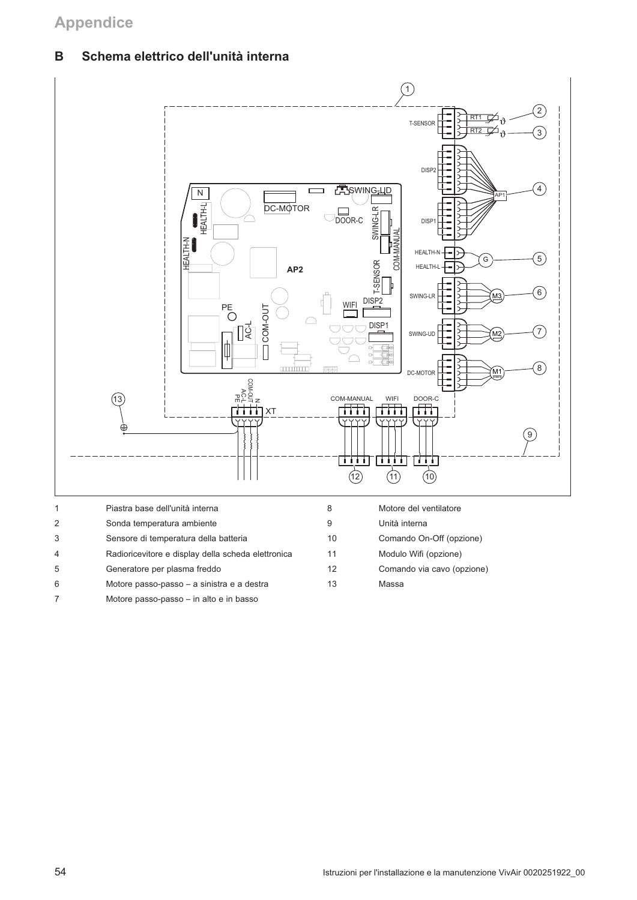## B Schema elettrico dell'unità interna

| | | | |
|---|---|---|---|
| 1 | Piastra base dell'unità interna | 8 | Motore del ventilatore |
| 2 | Sonda temperatura ambiente | 9 | Unità interna |
| 3 | Sensore di temperatura della batteria | 10 | Comando On-Off (opzione) |
| 4 | Radioricevitore e display della scheda elettronica | 11 | Modulo Wifi (opzione) |
| 5 | Generatore per plasma freddo | 12 | Comando via cavo (opzione) |
| 6 | Motore passo-passo – a sinistra e a destra | 13 | Massa |
| 7 | Motore passo-passo – in alto e in basso | | |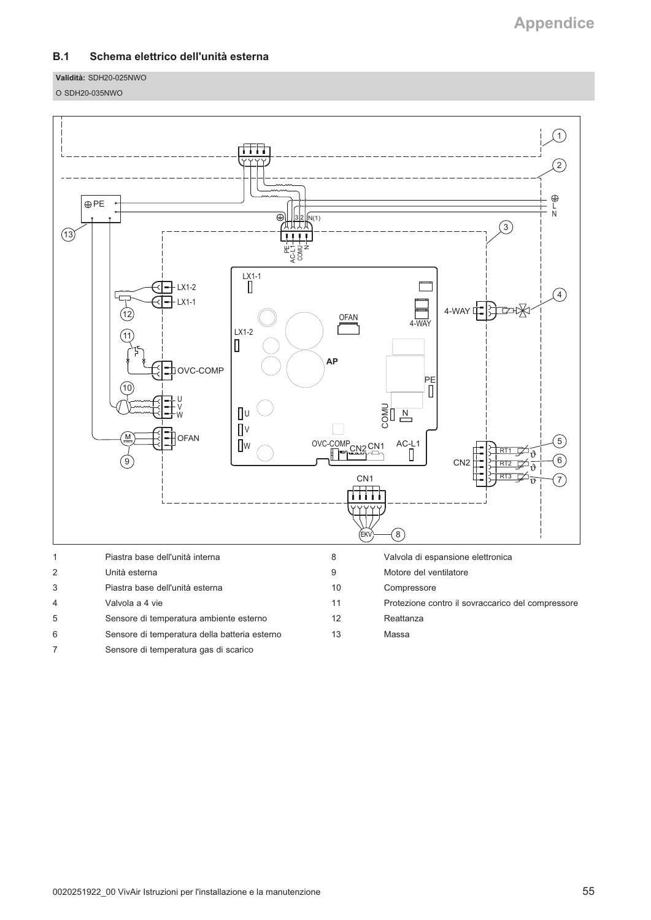## B.1 Schema elettrico dell'unità esterna

**Validità:** SDH20-025NWO

O SDH20-035NWO

| | | | |
|---|---|---|---|
| 1 | Piastra base dell'unità interna | 8 | Valvola di espansione elettronica |
| 2 | Unità esterna | 9 | Motore del ventilatore |
| 3 | Piastra base dell'unità esterna | 10 | Compressore |
| 4 | Valvola a 4 vie | 11 | Protezione contro il sovraccarico del compressore |
| 5 | Sensore di temperatura ambiente esterno | 12 | Reattanza |
| 6 | Sensore di temperatura della batteria esterno | 13 | Massa |
| 7 | Sensore di temperatura gas di scarico | | |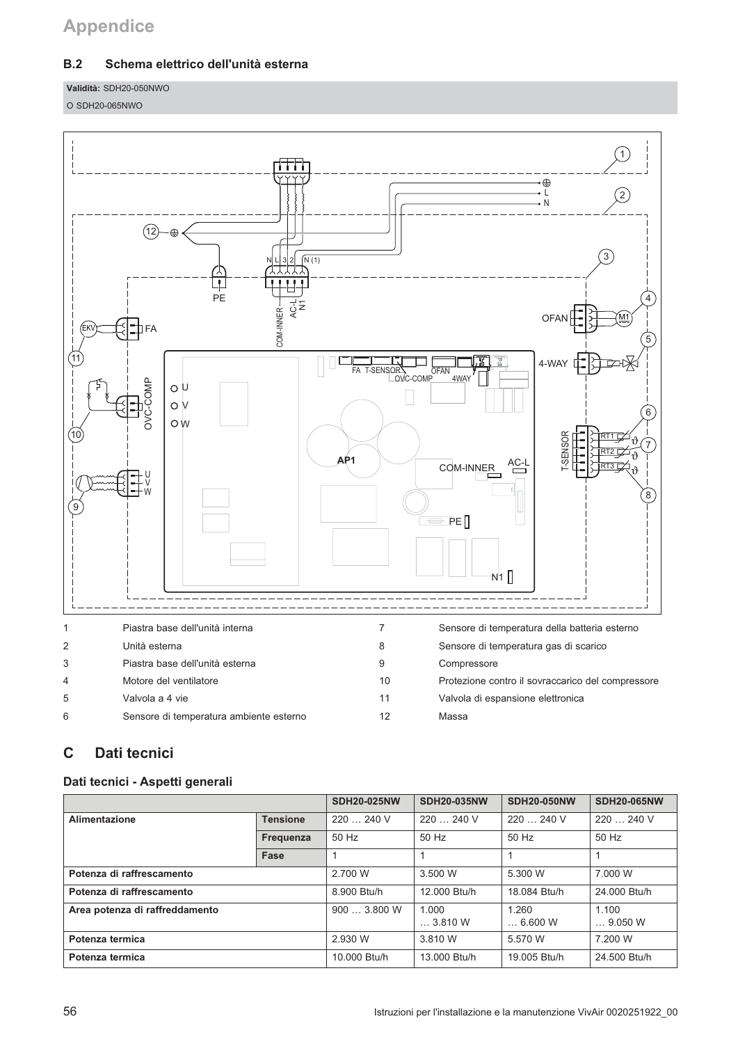## B.2 Schema elettrico dell'unità esterna

**Validità:** SDH20-050NWO

O SDH20-065NWO

| | | | |
|---|---|---|---|
| 1 | Piastra base dell'unità interna | 7 | Sensore di temperatura della batteria esterno |
| 2 | Unità esterna | 8 | Sensore di temperatura gas di scarico |
| 3 | Piastra base dell'unità esterna | 9 | Compressore |
| 4 | Motore del ventilatore | 10 | Protezione contro il sovraccarico del compressore |
| 5 | Valvola a 4 vie | 11 | Valvola di espansione elettronica |
| 6 | Sensore di temperatura ambiente esterno | 12 | Massa |

# C Dati tecnici

### Dati tecnici - Aspetti generali

| | | SDH20-025NW | SDH20-035NW | SDH20-050NW | SDH20-065NW |
|---|---|---|---|---|---|
| **Alimentazione** | **Tensione** | 220 … 240 V | 220 … 240 V | 220 … 240 V | 220 … 240 V |
| | **Frequenza** | 50 Hz | 50 Hz | 50 Hz | 50 Hz |
| | **Fase** | 1 | 1 | 1 | 1 |
| **Potenza di raffrescamento** | | 2.700 W | 3.500 W | 5.300 W | 7.000 W |
| **Potenza di raffrescamento** | | 8.900 Btu/h | 12.000 Btu/h | 18.084 Btu/h | 24.000 Btu/h |
| **Area potenza di raffreddamento** | | 900 … 3.800 W | 1.000 … 3.810 W | 1.260 … 6.600 W | 1.100 … 9.050 W |
| **Potenza termica** | | 2.930 W | 3.810 W | 5.570 W | 7.200 W |
| **Potenza termica** | | 10.000 Btu/h | 13.000 Btu/h | 19.005 Btu/h | 24.500 Btu/h |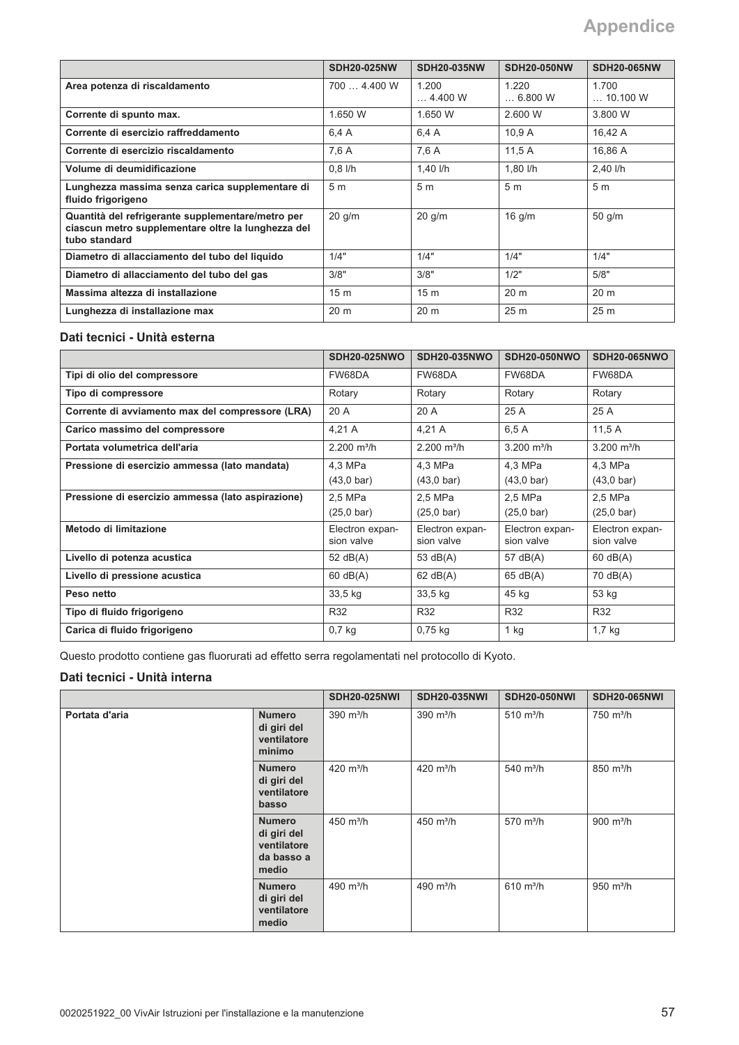| | SDH20-025NW | SDH20-035NW | SDH20-050NW | SDH20-065NW |
|---|---|---|---|---|
| **Area potenza di riscaldamento** | 700 … 4.400 W | 1.200 … 4.400 W | 1.220 … 6.800 W | 1.700 … 10.100 W |
| **Corrente di spunto max.** | 1.650 W | 1.650 W | 2.600 W | 3.800 W |
| **Corrente di esercizio raffreddamento** | 6,4 A | 6,4 A | 10,9 A | 16,42 A |
| **Corrente di esercizio riscaldamento** | 7,6 A | 7,6 A | 11,5 A | 16,86 A |
| **Volume di deumidificazione** | 0,8 l/h | 1,40 l/h | 1,80 l/h | 2,40 l/h |
| **Lunghezza massima senza carica supplementare di fluido frigorigeno** | 5 m | 5 m | 5 m | 5 m |
| **Quantità del refrigerante supplementare/metro per ciascun metro supplementare oltre la lunghezza del tubo standard** | 20 g/m | 20 g/m | 16 g/m | 50 g/m |
| **Diametro di allacciamento del tubo del liquido** | 1/4" | 1/4" | 1/4" | 1/4" |
| **Diametro di allacciamento del tubo del gas** | 3/8" | 3/8" | 1/2" | 5/8" |
| **Massima altezza di installazione** | 15 m | 15 m | 20 m | 20 m |
| **Lunghezza di installazione max** | 20 m | 20 m | 25 m | 25 m |

### Dati tecnici - Unità esterna

| | SDH20-025NWO | SDH20-035NWO | SDH20-050NWO | SDH20-065NWO |
|---|---|---|---|---|
| **Tipi di olio del compressore** | FW68DA | FW68DA | FW68DA | FW68DA |
| **Tipo di compressore** | Rotary | Rotary | Rotary | Rotary |
| **Corrente di avviamento max del compressore (LRA)** | 20 A | 20 A | 25 A | 25 A |
| **Carico massimo del compressore** | 4,21 A | 4,21 A | 6,5 A | 11,5 A |
| **Portata volumetrica dell'aria** | 2.200 m³/h | 2.200 m³/h | 3.200 m³/h | 3.200 m³/h |
| **Pressione di esercizio ammessa (lato mandata)** | 4,3 MPa (43,0 bar) | 4,3 MPa (43,0 bar) | 4,3 MPa (43,0 bar) | 4,3 MPa (43,0 bar) |
| **Pressione di esercizio ammessa (lato aspirazione)** | 2,5 MPa (25,0 bar) | 2,5 MPa (25,0 bar) | 2,5 MPa (25,0 bar) | 2,5 MPa (25,0 bar) |
| **Metodo di limitazione** | Electron expansion valve | Electron expansion valve | Electron expansion valve | Electron expansion valve |
| **Livello di potenza acustica** | 52 dB(A) | 53 dB(A) | 57 dB(A) | 60 dB(A) |
| **Livello di pressione acustica** | 60 dB(A) | 62 dB(A) | 65 dB(A) | 70 dB(A) |
| **Peso netto** | 33,5 kg | 33,5 kg | 45 kg | 53 kg |
| **Tipo di fluido frigorigeno** | R32 | R32 | R32 | R32 |
| **Carica di fluido frigorigeno** | 0,7 kg | 0,75 kg | 1 kg | 1,7 kg |

Questo prodotto contiene gas fluorurati ad effetto serra regolamentati nel protocollo di Kyoto.

### Dati tecnici - Unità interna

| | | SDH20-025NWI | SDH20-035NWI | SDH20-050NWI | SDH20-065NWI |
|---|---|---|---|---|---|
| **Portata d'aria** | **Numero di giri del ventilatore minimo** | 390 m³/h | 390 m³/h | 510 m³/h | 750 m³/h |
| | **Numero di giri del ventilatore basso** | 420 m³/h | 420 m³/h | 540 m³/h | 850 m³/h |
| | **Numero di giri del ventilatore da basso a medio** | 450 m³/h | 450 m³/h | 570 m³/h | 900 m³/h |
| | **Numero di giri del ventilatore medio** | 490 m³/h | 490 m³/h | 610 m³/h | 950 m³/h |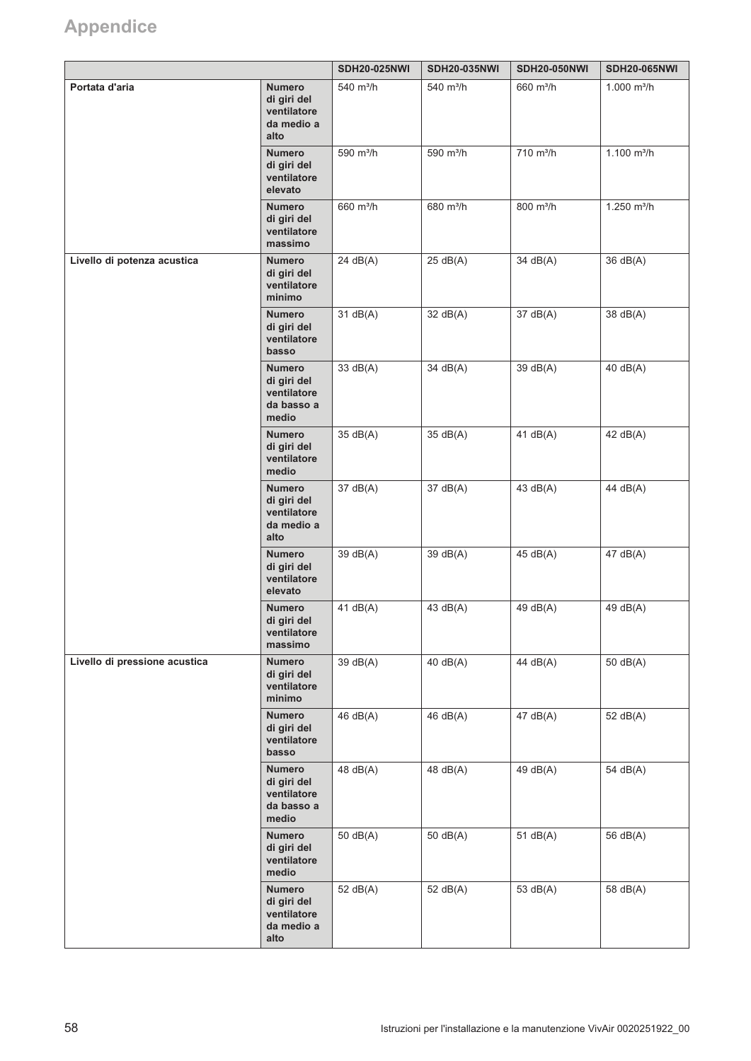# Appendice

| | | SDH20-025NWI | SDH20-035NWI | SDH20-050NWI | SDH20-065NWI |
|---|---|---|---|---|---|
| **Portata d'aria** | **Numero di giri del ventilatore da medio a alto** | 540 m³/h | 540 m³/h | 660 m³/h | 1.000 m³/h |
| | **Numero di giri del ventilatore elevato** | 590 m³/h | 590 m³/h | 710 m³/h | 1.100 m³/h |
| | **Numero di giri del ventilatore massimo** | 660 m³/h | 680 m³/h | 800 m³/h | 1.250 m³/h |
| **Livello di potenza acustica** | **Numero di giri del ventilatore minimo** | 24 dB(A) | 25 dB(A) | 34 dB(A) | 36 dB(A) |
| | **Numero di giri del ventilatore basso** | 31 dB(A) | 32 dB(A) | 37 dB(A) | 38 dB(A) |
| | **Numero di giri del ventilatore da basso a medio** | 33 dB(A) | 34 dB(A) | 39 dB(A) | 40 dB(A) |
| | **Numero di giri del ventilatore medio** | 35 dB(A) | 35 dB(A) | 41 dB(A) | 42 dB(A) |
| | **Numero di giri del ventilatore da medio a alto** | 37 dB(A) | 37 dB(A) | 43 dB(A) | 44 dB(A) |
| | **Numero di giri del ventilatore elevato** | 39 dB(A) | 39 dB(A) | 45 dB(A) | 47 dB(A) |
| | **Numero di giri del ventilatore massimo** | 41 dB(A) | 43 dB(A) | 49 dB(A) | 49 dB(A) |
| **Livello di pressione acustica** | **Numero di giri del ventilatore minimo** | 39 dB(A) | 40 dB(A) | 44 dB(A) | 50 dB(A) |
| | **Numero di giri del ventilatore basso** | 46 dB(A) | 46 dB(A) | 47 dB(A) | 52 dB(A) |
| | **Numero di giri del ventilatore da basso a medio** | 48 dB(A) | 48 dB(A) | 49 dB(A) | 54 dB(A) |
| | **Numero di giri del ventilatore medio** | 50 dB(A) | 50 dB(A) | 51 dB(A) | 56 dB(A) |
| | **Numero di giri del ventilatore da medio a alto** | 52 dB(A) | 52 dB(A) | 53 dB(A) | 58 dB(A) |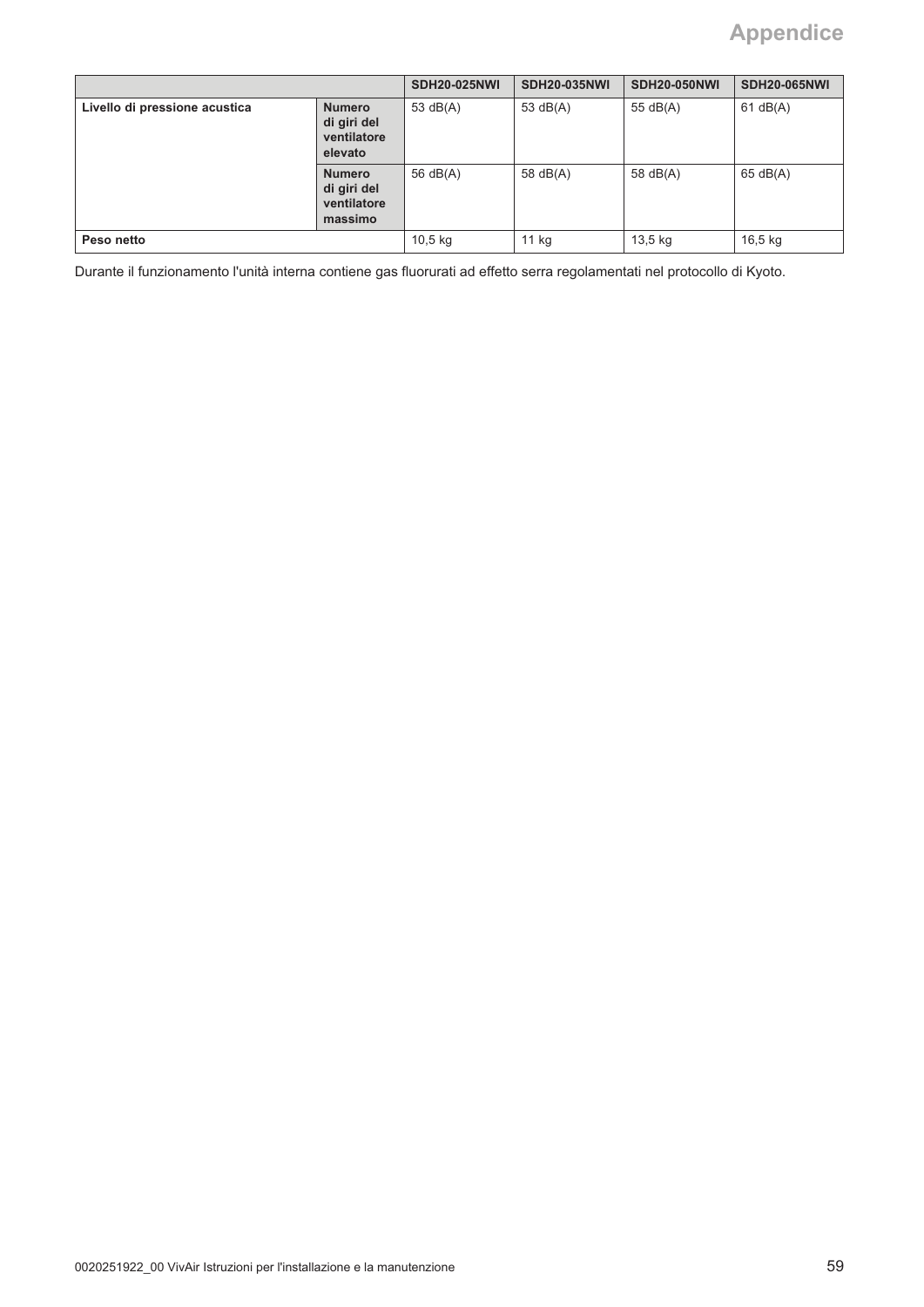| | | SDH20-025NWI | SDH20-035NWI | SDH20-050NWI | SDH20-065NWI |
|---|---|---|---|---|---|
| **Livello di pressione acustica** | **Numero di giri del ventilatore elevato** | 53 dB(A) | 53 dB(A) | 55 dB(A) | 61 dB(A) |
| | **Numero di giri del ventilatore massimo** | 56 dB(A) | 58 dB(A) | 58 dB(A) | 65 dB(A) |
| **Peso netto** | | 10,5 kg | 11 kg | 13,5 kg | 16,5 kg |

Durante il funzionamento l'unità interna contiene gas fluorurati ad effetto serra regolamentati nel protocollo di Kyoto.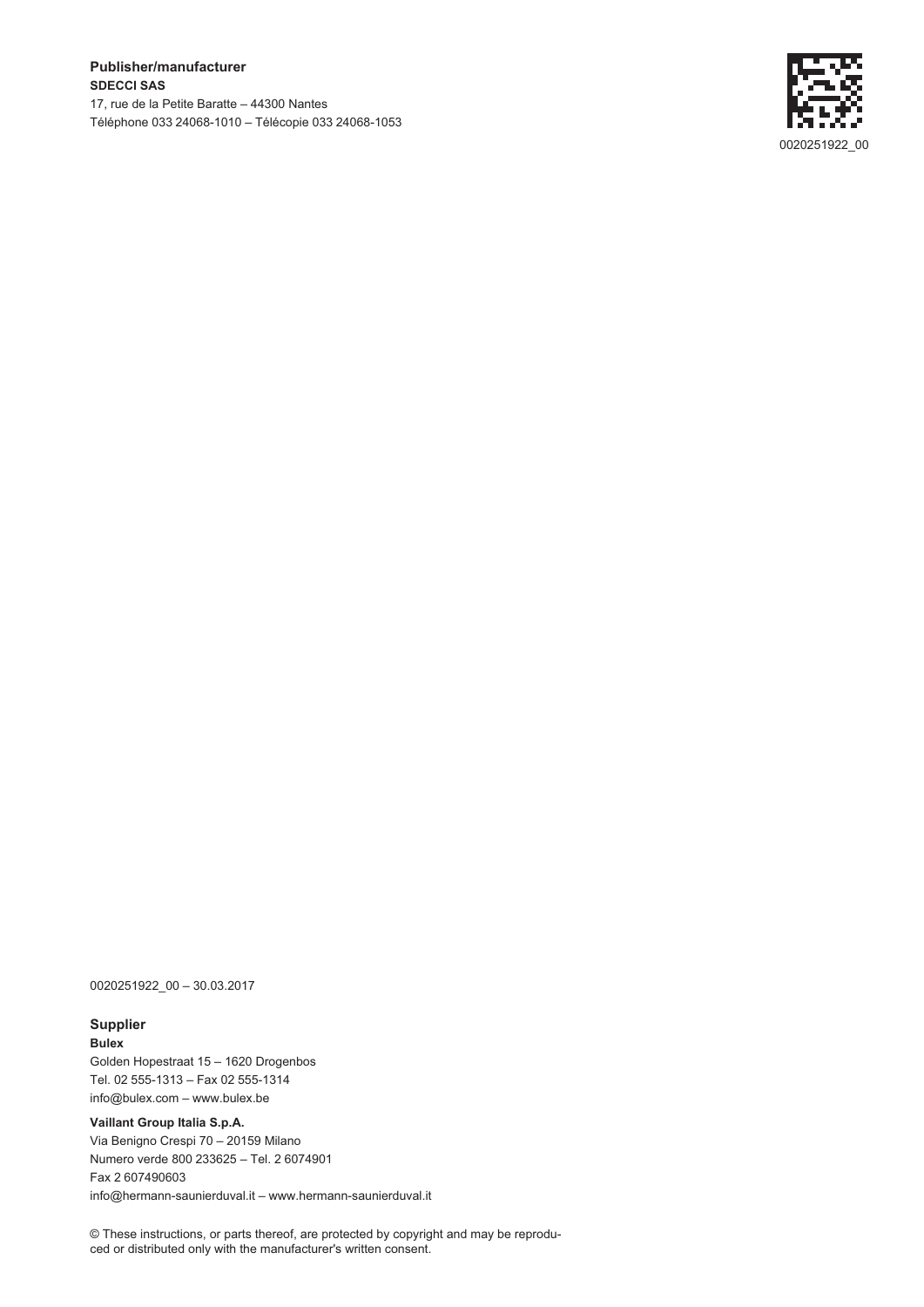**Publisher/manufacturer**

**SDECCI SAS**

17, rue de la Petite Baratte – 44300 Nantes

Téléphone 033 24068-1010 – Télécopie 033 24068-1053

0020251922_00

0020251922_00 – 30.03.2017

**Supplier**

**Bulex**

Golden Hopestraat 15 – 1620 Drogenbos

Tel. 02 555-1313 – Fax 02 555-1314

info@bulex.com – www.bulex.be

**Vaillant Group Italia S.p.A.**

Via Benigno Crespi 70 – 20159 Milano

Numero verde 800 233625 – Tel. 2 6074901

Fax 2 607490603

info@hermann-saunierduval.it – www.hermann-saunierduval.it

© These instructions, or parts thereof, are protected by copyright and may be reproduced or distributed only with the manufacturer's written consent.